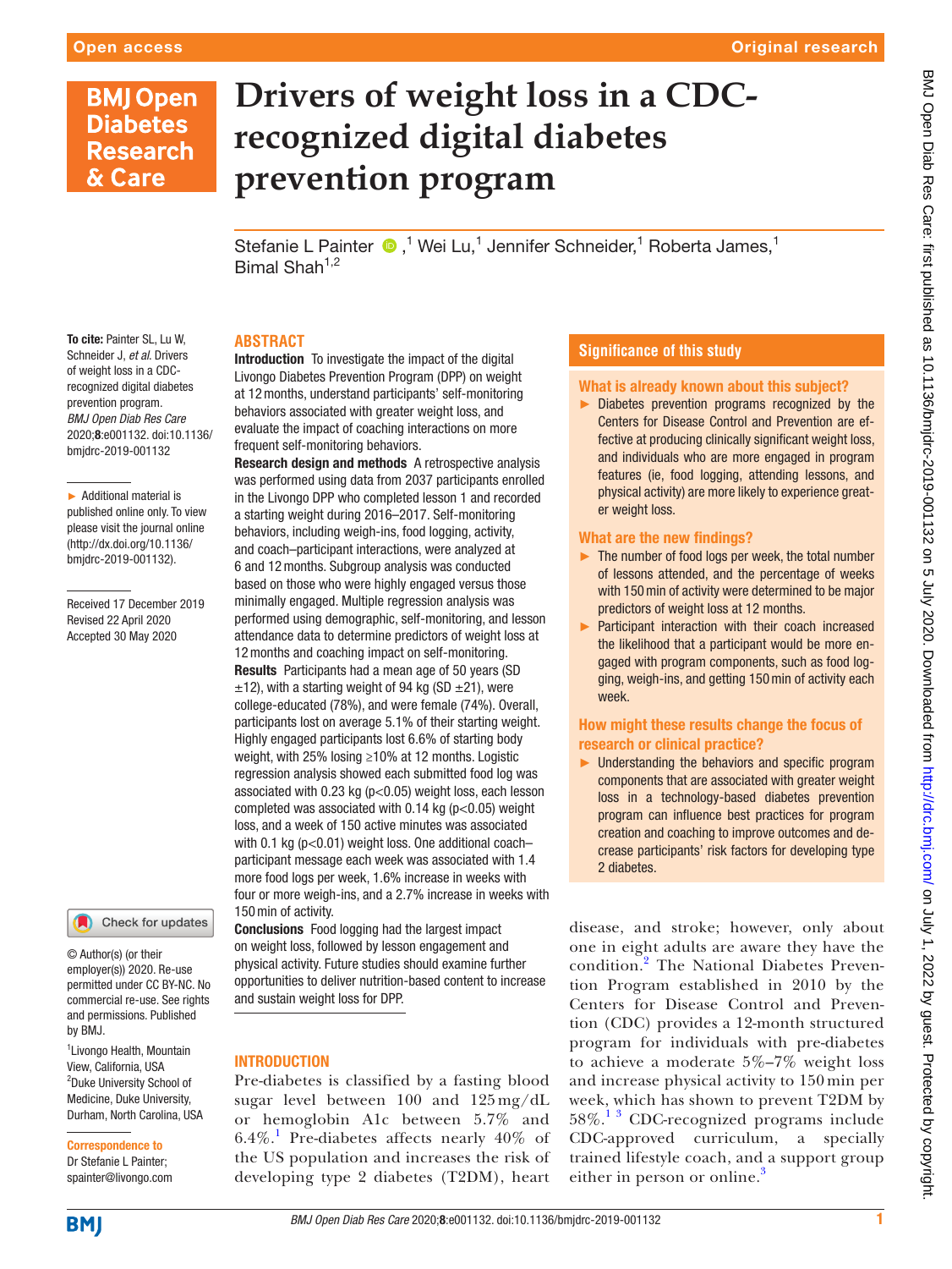Open access

Original research

# Drivers of weight loss in a CDC-recognized digital diabetes prevention program

Stefanie L Painter,[1] Wei Lu,[1] Jennifer Schneider,[1] Roberta James,[1] Bimal Shah[1,2]

**To cite:** Painter SL, Lu W, Schneider J, *et al*. Drivers of weight loss in a CDC-recognized digital diabetes prevention program. *BMJ Open Diab Res Care* 2020;**8**:e001132. doi:10.1136/bmjdrc-2019-001132

► Additional material is published online only. To view please visit the journal online (http://dx.doi.org/10.1136/bmjdrc-2019-001132).

Received 17 December 2019
Revised 22 April 2020
Accepted 30 May 2020

© Author(s) (or their employer(s)) 2020. Re-use permitted under CC BY-NC. No commercial re-use. See rights and permissions. Published by BMJ.

[1]Livongo Health, Mountain View, California, USA
[2]Duke University School of Medicine, Duke University, Durham, North Carolina, USA

**Correspondence to**
Dr Stefanie L Painter; spainter@livongo.com

## ABSTRACT

**Introduction** To investigate the impact of the digital Livongo Diabetes Prevention Program (DPP) on weight at 12 months, understand participants' self-monitoring behaviors associated with greater weight loss, and evaluate the impact of coaching interactions on more frequent self-monitoring behaviors.

**Research design and methods** A retrospective analysis was performed using data from 2037 participants enrolled in the Livongo DPP who completed lesson 1 and recorded a starting weight during 2016–2017. Self-monitoring behaviors, including weigh-ins, food logging, activity, and coach–participant interactions, were analyzed at 6 and 12 months. Subgroup analysis was conducted based on those who were highly engaged versus those minimally engaged. Multiple regression analysis was performed using demographic, self-monitoring, and lesson attendance data to determine predictors of weight loss at 12 months and coaching impact on self-monitoring.

**Results** Participants had a mean age of 50 years (SD ±12), with a starting weight of 94 kg (SD ±21), were college-educated (78%), and were female (74%). Overall, participants lost on average 5.1% of their starting weight. Highly engaged participants lost 6.6% of starting body weight, with 25% losing ≥10% at 12 months. Logistic regression analysis showed each submitted food log was associated with 0.23 kg ($p<0.05$) weight loss, each lesson completed was associated with 0.14 kg ($p<0.05$) weight loss, and a week of 150 active minutes was associated with 0.1 kg ($p<0.01$) weight loss. One additional coach–participant message each week was associated with 1.4 more food logs per week, 1.6% increase in weeks with four or more weigh-ins, and a 2.7% increase in weeks with 150 min of activity.

**Conclusions** Food logging had the largest impact on weight loss, followed by lesson engagement and physical activity. Future studies should examine further opportunities to deliver nutrition-based content to increase and sustain weight loss for DPP.

## Significance of this study

### What is already known about this subject?

► Diabetes prevention programs recognized by the Centers for Disease Control and Prevention are effective at producing clinically significant weight loss, and individuals who are more engaged in program features (ie, food logging, attending lessons, and physical activity) are more likely to experience greater weight loss.

### What are the new findings?

► The number of food logs per week, the total number of lessons attended, and the percentage of weeks with 150 min of activity were determined to be major predictors of weight loss at 12 months.

► Participant interaction with their coach increased the likelihood that a participant would be more engaged with program components, such as food logging, weigh-ins, and getting 150 min of activity each week.

### How might these results change the focus of research or clinical practice?

► Understanding the behaviors and specific program components that are associated with greater weight loss in a technology-based diabetes prevention program can influence best practices for program creation and coaching to improve outcomes and decrease participants' risk factors for developing type 2 diabetes.

## INTRODUCTION

Pre-diabetes is classified by a fasting blood sugar level between 100 and 125 mg/dL or hemoglobin A1c between 5.7% and 6.4%.[1] Pre-diabetes affects nearly 40% of the US population and increases the risk of developing type 2 diabetes (T2DM), heart disease, and stroke; however, only about one in eight adults are aware they have the condition.[2] The National Diabetes Prevention Program established in 2010 by the Centers for Disease Control and Prevention (CDC) provides a 12-month structured program for individuals with pre-diabetes to achieve a moderate 5%–7% weight loss and increase physical activity to 150 min per week, which has shown to prevent T2DM by 58%.[1,3] CDC-recognized programs include CDC-approved curriculum, a specially trained lifestyle coach, and a support group either in person or online.[3]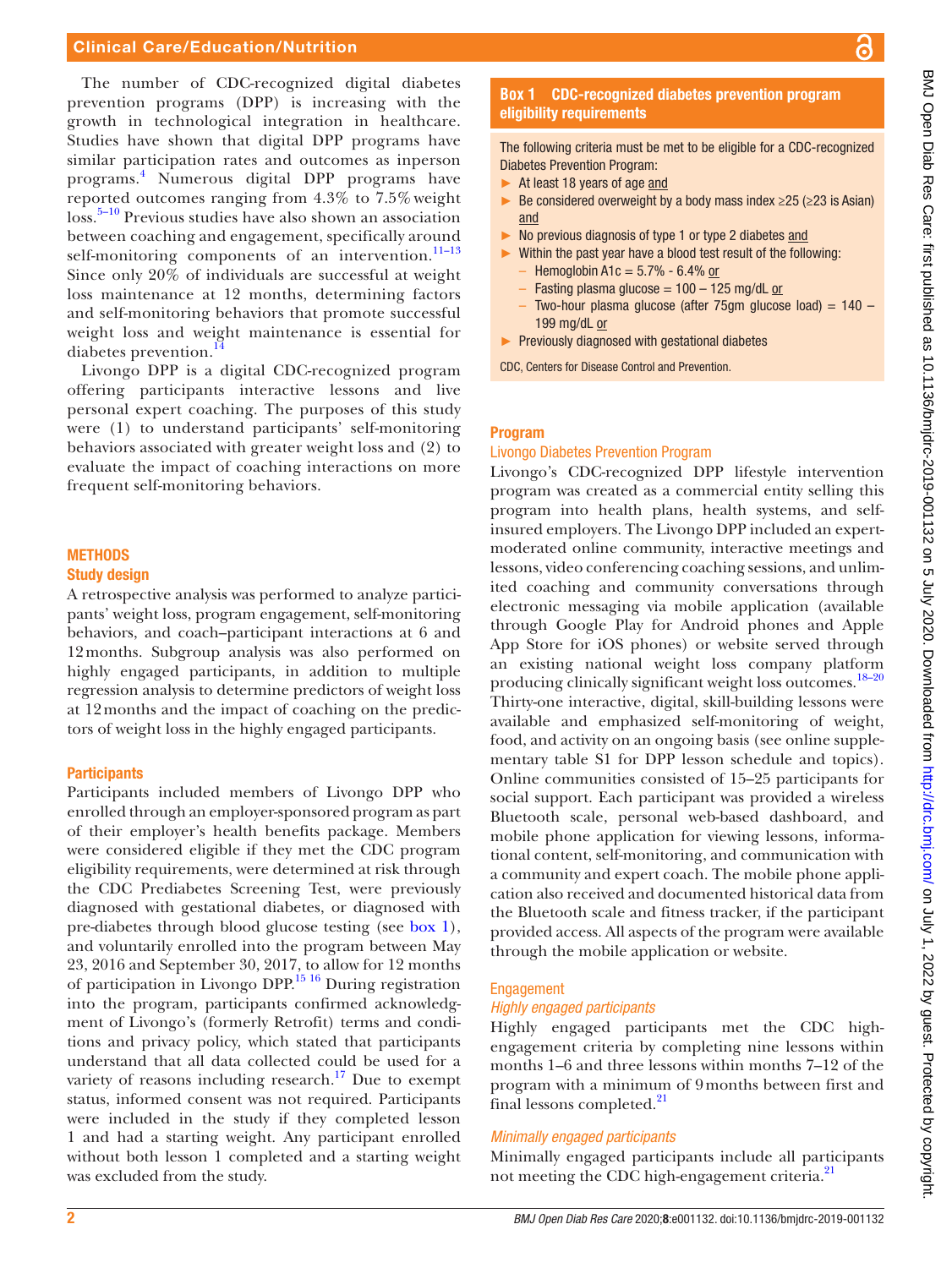The number of CDC-recognized digital diabetes prevention programs (DPP) is increasing with the growth in technological integration in healthcare. Studies have shown that digital DPP programs have similar participation rates and outcomes as inperson programs.[4] Numerous digital DPP programs have reported outcomes ranging from 4.3% to 7.5% weight loss.[5–10] Previous studies have also shown an association between coaching and engagement, specifically around self-monitoring components of an intervention.[11–13] Since only 20% of individuals are successful at weight loss maintenance at 12 months, determining factors and self-monitoring behaviors that promote successful weight loss and weight maintenance is essential for diabetes prevention.[14]

Livongo DPP is a digital CDC-recognized program offering participants interactive lessons and live personal expert coaching. The purposes of this study were (1) to understand participants' self-monitoring behaviors associated with greater weight loss and (2) to evaluate the impact of coaching interactions on more frequent self-monitoring behaviors.

## METHODS

### Study design

A retrospective analysis was performed to analyze participants' weight loss, program engagement, self-monitoring behaviors, and coach–participant interactions at 6 and 12 months. Subgroup analysis was also performed on highly engaged participants, in addition to multiple regression analysis to determine predictors of weight loss at 12 months and the impact of coaching on the predictors of weight loss in the highly engaged participants.

### Participants

Participants included members of Livongo DPP who enrolled through an employer-sponsored program as part of their employer's health benefits package. Members were considered eligible if they met the CDC program eligibility requirements, were determined at risk through the CDC Prediabetes Screening Test, were previously diagnosed with gestational diabetes, or diagnosed with pre-diabetes through blood glucose testing (see box 1), and voluntarily enrolled into the program between May 23, 2016 and September 30, 2017, to allow for 12 months of participation in Livongo DPP.[15 16] During registration into the program, participants confirmed acknowledgment of Livongo's (formerly Retrofit) terms and conditions and privacy policy, which stated that participants understand that all data collected could be used for a variety of reasons including research.[17] Due to exempt status, informed consent was not required. Participants were included in the study if they completed lesson 1 and had a starting weight. Any participant enrolled without both lesson 1 completed and a starting weight was excluded from the study.

**Box 1 CDC-recognized diabetes prevention program eligibility requirements**

The following criteria must be met to be eligible for a CDC-recognized Diabetes Prevention Program:

- At least 18 years of age and
- Be considered overweight by a body mass index ≥25 (≥23 is Asian) and
- No previous diagnosis of type 1 or type 2 diabetes and
- Within the past year have a blood test result of the following:
  - Hemoglobin A1c = 5.7% - 6.4% or
  - Fasting plasma glucose = 100 – 125 mg/dL or
  - Two-hour plasma glucose (after 75gm glucose load) = 140 – 199 mg/dL or
- Previously diagnosed with gestational diabetes

CDC, Centers for Disease Control and Prevention.

### Program

#### Livongo Diabetes Prevention Program

Livongo's CDC-recognized DPP lifestyle intervention program was created as a commercial entity selling this program into health plans, health systems, and self-insured employers. The Livongo DPP included an expert-moderated online community, interactive meetings and lessons, video conferencing coaching sessions, and unlimited coaching and community conversations through electronic messaging via mobile application (available through Google Play for Android phones and Apple App Store for iOS phones) or website served through an existing national weight loss company platform producing clinically significant weight loss outcomes.[18–20] Thirty-one interactive, digital, skill-building lessons were available and emphasized self-monitoring of weight, food, and activity on an ongoing basis (see online supplementary table S1 for DPP lesson schedule and topics). Online communities consisted of 15–25 participants for social support. Each participant was provided a wireless Bluetooth scale, personal web-based dashboard, and mobile phone application for viewing lessons, informational content, self-monitoring, and communication with a community and expert coach. The mobile phone application also received and documented historical data from the Bluetooth scale and fitness tracker, if the participant provided access. All aspects of the program were available through the mobile application or website.

#### Engagement

*Highly engaged participants*

Highly engaged participants met the CDC high-engagement criteria by completing nine lessons within months 1–6 and three lessons within months 7–12 of the program with a minimum of 9 months between first and final lessons completed.[21]

*Minimally engaged participants*

Minimally engaged participants include all participants not meeting the CDC high-engagement criteria.[21]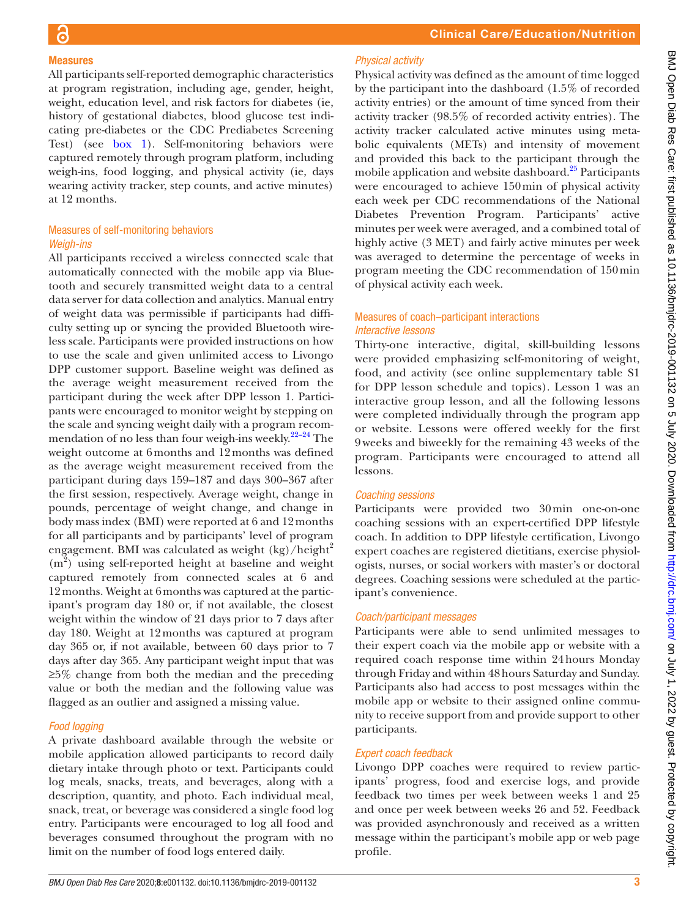## Measures

All participants self-reported demographic characteristics at program registration, including age, gender, height, weight, education level, and risk factors for diabetes (ie, history of gestational diabetes, blood glucose test indicating pre-diabetes or the CDC Prediabetes Screening Test) (see box 1). Self-monitoring behaviors were captured remotely through program platform, including weigh-ins, food logging, and physical activity (ie, days wearing activity tracker, step counts, and active minutes) at 12 months.

### Measures of self-monitoring behaviors

#### *Weigh-ins*

All participants received a wireless connected scale that automatically connected with the mobile app via Bluetooth and securely transmitted weight data to a central data server for data collection and analytics. Manual entry of weight data was permissible if participants had difficulty setting up or syncing the provided Bluetooth wireless scale. Participants were provided instructions on how to use the scale and given unlimited access to Livongo DPP customer support. Baseline weight was defined as the average weight measurement received from the participant during the week after DPP lesson 1. Participants were encouraged to monitor weight by stepping on the scale and syncing weight daily with a program recommendation of no less than four weigh-ins weekly.[22–24] The weight outcome at 6 months and 12 months was defined as the average weight measurement received from the participant during days 159–187 and days 300–367 after the first session, respectively. Average weight, change in pounds, percentage of weight change, and change in body mass index (BMI) were reported at 6 and 12 months for all participants and by participants' level of program engagement. BMI was calculated as weight (kg)/height$^2$ (m$^2$) using self-reported height at baseline and weight captured remotely from connected scales at 6 and 12 months. Weight at 6 months was captured at the participant's program day 180 or, if not available, the closest weight within the window of 21 days prior to 7 days after day 180. Weight at 12 months was captured at program day 365 or, if not available, between 60 days prior to 7 days after day 365. Any participant weight input that was ≥5% change from both the median and the preceding value or both the median and the following value was flagged as an outlier and assigned a missing value.

#### *Food logging*

A private dashboard available through the website or mobile application allowed participants to record daily dietary intake through photo or text. Participants could log meals, snacks, treats, and beverages, along with a description, quantity, and photo. Each individual meal, snack, treat, or beverage was considered a single food log entry. Participants were encouraged to log all food and beverages consumed throughout the program with no limit on the number of food logs entered daily.

#### *Physical activity*

Physical activity was defined as the amount of time logged by the participant into the dashboard (1.5% of recorded activity entries) or the amount of time synced from their activity tracker (98.5% of recorded activity entries). The activity tracker calculated active minutes using metabolic equivalents (METs) and intensity of movement and provided this back to the participant through the mobile application and website dashboard.[25] Participants were encouraged to achieve 150 min of physical activity each week per CDC recommendations of the National Diabetes Prevention Program. Participants' active minutes per week were averaged, and a combined total of highly active (3 MET) and fairly active minutes per week was averaged to determine the percentage of weeks in program meeting the CDC recommendation of 150 min of physical activity each week.

### Measures of coach–participant interactions

#### *Interactive lessons*

Thirty-one interactive, digital, skill-building lessons were provided emphasizing self-monitoring of weight, food, and activity (see online supplementary table S1 for DPP lesson schedule and topics). Lesson 1 was an interactive group lesson, and all the following lessons were completed individually through the program app or website. Lessons were offered weekly for the first 9 weeks and biweekly for the remaining 43 weeks of the program. Participants were encouraged to attend all lessons.

#### *Coaching sessions*

Participants were provided two 30 min one-on-one coaching sessions with an expert-certified DPP lifestyle coach. In addition to DPP lifestyle certification, Livongo expert coaches are registered dietitians, exercise physiologists, nurses, or social workers with master's or doctoral degrees. Coaching sessions were scheduled at the participant's convenience.

#### *Coach/participant messages*

Participants were able to send unlimited messages to their expert coach via the mobile app or website with a required coach response time within 24 hours Monday through Friday and within 48 hours Saturday and Sunday. Participants also had access to post messages within the mobile app or website to their assigned online community to receive support from and provide support to other participants.

#### *Expert coach feedback*

Livongo DPP coaches were required to review participants' progress, food and exercise logs, and provide feedback two times per week between weeks 1 and 25 and once per week between weeks 26 and 52. Feedback was provided asynchronously and received as a written message within the participant's mobile app or web page profile.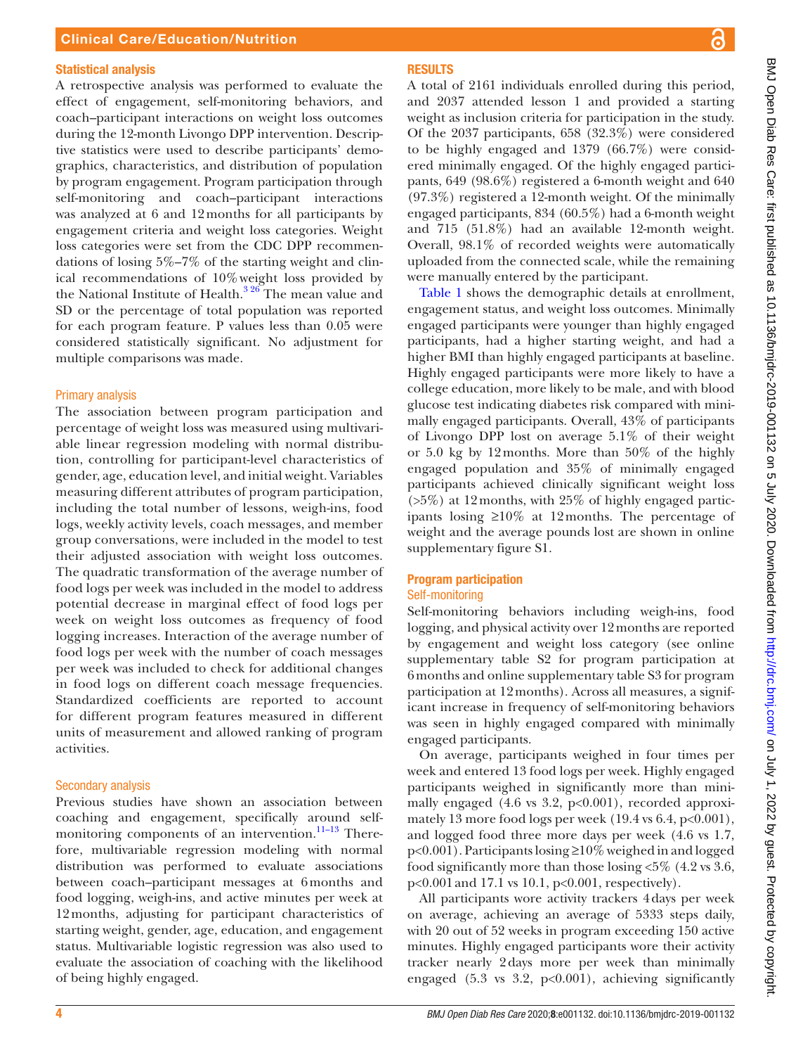## Statistical analysis

A retrospective analysis was performed to evaluate the effect of engagement, self-monitoring behaviors, and coach–participant interactions on weight loss outcomes during the 12-month Livongo DPP intervention. Descriptive statistics were used to describe participants' demographics, characteristics, and distribution of population by program engagement. Program participation through self-monitoring and coach–participant interactions was analyzed at 6 and 12 months for all participants by engagement criteria and weight loss categories. Weight loss categories were set from the CDC DPP recommendations of losing 5%–7% of the starting weight and clinical recommendations of 10% weight loss provided by the National Institute of Health.[3 26] The mean value and SD or the percentage of total population was reported for each program feature. P values less than 0.05 were considered statistically significant. No adjustment for multiple comparisons was made.

### Primary analysis

The association between program participation and percentage of weight loss was measured using multivariable linear regression modeling with normal distribution, controlling for participant-level characteristics of gender, age, education level, and initial weight. Variables measuring different attributes of program participation, including the total number of lessons, weigh-ins, food logs, weekly activity levels, coach messages, and member group conversations, were included in the model to test their adjusted association with weight loss outcomes. The quadratic transformation of the average number of food logs per week was included in the model to address potential decrease in marginal effect of food logs per week on weight loss outcomes as frequency of food logging increases. Interaction of the average number of food logs per week with the number of coach messages per week was included to check for additional changes in food logs on different coach message frequencies. Standardized coefficients are reported to account for different program features measured in different units of measurement and allowed ranking of program activities.

### Secondary analysis

Previous studies have shown an association between coaching and engagement, specifically around self-monitoring components of an intervention.[11–13] Therefore, multivariable regression modeling with normal distribution was performed to evaluate associations between coach–participant messages at 6 months and food logging, weigh-ins, and active minutes per week at 12 months, adjusting for participant characteristics of starting weight, gender, age, education, and engagement status. Multivariable logistic regression was also used to evaluate the association of coaching with the likelihood of being highly engaged.

## RESULTS

A total of 2161 individuals enrolled during this period, and 2037 attended lesson 1 and provided a starting weight as inclusion criteria for participation in the study. Of the 2037 participants, 658 (32.3%) were considered to be highly engaged and 1379 (66.7%) were considered minimally engaged. Of the highly engaged participants, 649 (98.6%) registered a 6-month weight and 640 (97.3%) registered a 12-month weight. Of the minimally engaged participants, 834 (60.5%) had a 6-month weight and 715 (51.8%) had an available 12-month weight. Overall, 98.1% of recorded weights were automatically uploaded from the connected scale, while the remaining were manually entered by the participant.

Table 1 shows the demographic details at enrollment, engagement status, and weight loss outcomes. Minimally engaged participants were younger than highly engaged participants, had a higher starting weight, and had a higher BMI than highly engaged participants at baseline. Highly engaged participants were more likely to have a college education, more likely to be male, and with blood glucose test indicating diabetes risk compared with minimally engaged participants. Overall, 43% of participants of Livongo DPP lost on average 5.1% of their weight or 5.0 kg by 12 months. More than 50% of the highly engaged population and 35% of minimally engaged participants achieved clinically significant weight loss (>5%) at 12 months, with 25% of highly engaged participants losing ≥10% at 12 months. The percentage of weight and the average pounds lost are shown in online supplementary figure S1.

### Program participation

#### Self-monitoring

Self-monitoring behaviors including weigh-ins, food logging, and physical activity over 12 months are reported by engagement and weight loss category (see online supplementary table S2 for program participation at 6 months and online supplementary table S3 for program participation at 12 months). Across all measures, a significant increase in frequency of self-monitoring behaviors was seen in highly engaged compared with minimally engaged participants.

On average, participants weighed in four times per week and entered 13 food logs per week. Highly engaged participants weighed in significantly more than minimally engaged (4.6 vs 3.2, $p<0.001$), recorded approximately 13 more food logs per week (19.4 vs 6.4, $p<0.001$), and logged food three more days per week (4.6 vs 1.7, $p<0.001$). Participants losing ≥10% weighed in and logged food significantly more than those losing <5% (4.2 vs 3.6, $p<0.001$ and 17.1 vs 10.1, $p<0.001$, respectively).

All participants wore activity trackers 4 days per week on average, achieving an average of 5333 steps daily, with 20 out of 52 weeks in program exceeding 150 active minutes. Highly engaged participants wore their activity tracker nearly 2 days more per week than minimally engaged (5.3 vs 3.2, $p<0.001$), achieving significantly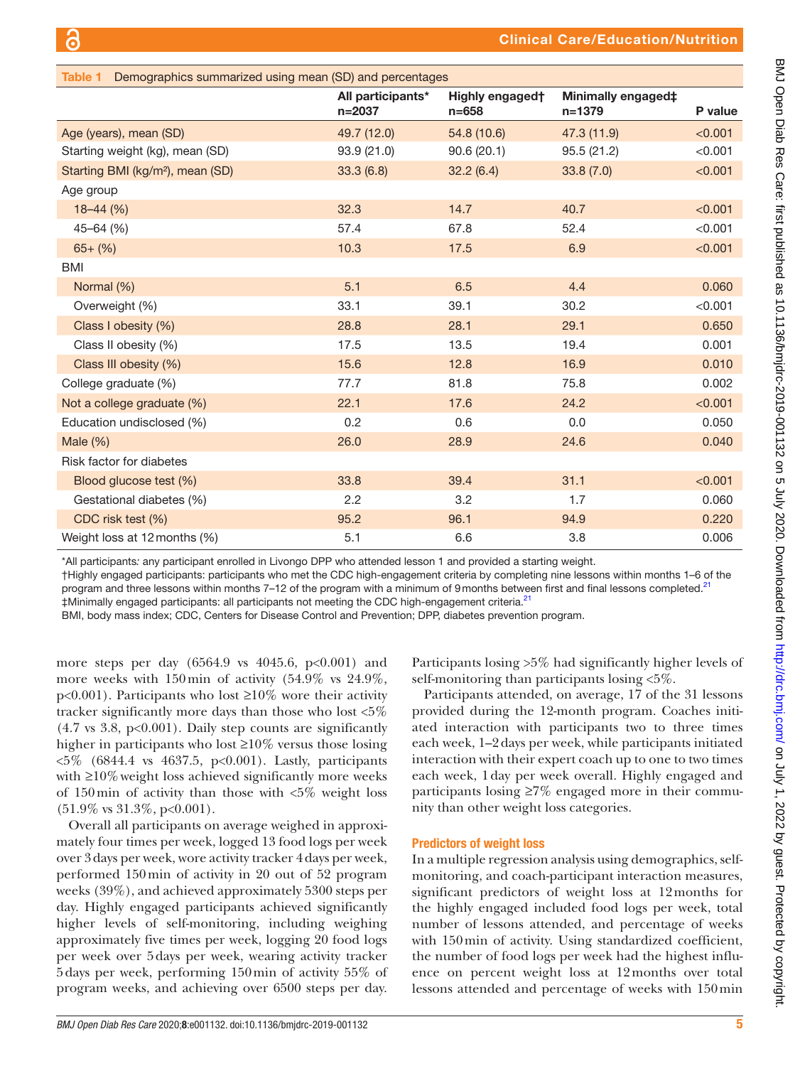**Table 1** Demographics summarized using mean (SD) and percentages

| | All participants* n=2037 | Highly engaged† n=658 | Minimally engaged‡ n=1379 | P value |
|---|---|---|---|---|
| Age (years), mean (SD) | 49.7 (12.0) | 54.8 (10.6) | 47.3 (11.9) | <0.001 |
| Starting weight (kg), mean (SD) | 93.9 (21.0) | 90.6 (20.1) | 95.5 (21.2) | <0.001 |
| Starting BMI (kg/m²), mean (SD) | 33.3 (6.8) | 32.2 (6.4) | 33.8 (7.0) | <0.001 |
| Age group | | | | |
| 18–44 (%) | 32.3 | 14.7 | 40.7 | <0.001 |
| 45–64 (%) | 57.4 | 67.8 | 52.4 | <0.001 |
| 65+ (%) | 10.3 | 17.5 | 6.9 | <0.001 |
| BMI | | | | |
| Normal (%) | 5.1 | 6.5 | 4.4 | 0.060 |
| Overweight (%) | 33.1 | 39.1 | 30.2 | <0.001 |
| Class I obesity (%) | 28.8 | 28.1 | 29.1 | 0.650 |
| Class II obesity (%) | 17.5 | 13.5 | 19.4 | 0.001 |
| Class III obesity (%) | 15.6 | 12.8 | 16.9 | 0.010 |
| College graduate (%) | 77.7 | 81.8 | 75.8 | 0.002 |
| Not a college graduate (%) | 22.1 | 17.6 | 24.2 | <0.001 |
| Education undisclosed (%) | 0.2 | 0.6 | 0.0 | 0.050 |
| Male (%) | 26.0 | 28.9 | 24.6 | 0.040 |
| Risk factor for diabetes | | | | |
| Blood glucose test (%) | 33.8 | 39.4 | 31.1 | <0.001 |
| Gestational diabetes (%) | 2.2 | 3.2 | 1.7 | 0.060 |
| CDC risk test (%) | 95.2 | 96.1 | 94.9 | 0.220 |
| Weight loss at 12 months (%) | 5.1 | 6.6 | 3.8 | 0.006 |

*All participants: any participant enrolled in Livongo DPP who attended lesson 1 and provided a starting weight.
†Highly engaged participants: participants who met the CDC high-engagement criteria by completing nine lessons within months 1–6 of the program and three lessons within months 7–12 of the program with a minimum of 9 months between first and final lessons completed.[21]
‡Minimally engaged participants: all participants not meeting the CDC high-engagement criteria.[21]
BMI, body mass index; CDC, Centers for Disease Control and Prevention; DPP, diabetes prevention program.

more steps per day (6564.9 vs 4045.6, p<0.001) and more weeks with 150 min of activity (54.9% vs 24.9%, p<0.001). Participants who lost ≥10% wore their activity tracker significantly more days than those who lost <5% (4.7 vs 3.8, p<0.001). Daily step counts are significantly higher in participants who lost ≥10% versus those losing <5% (6844.4 vs 4637.5, p<0.001). Lastly, participants with ≥10% weight loss achieved significantly more weeks of 150 min of activity than those with <5% weight loss (51.9% vs 31.3%, p<0.001).

Overall all participants on average weighed in approximately four times per week, logged 13 food logs per week over 3 days per week, wore activity tracker 4 days per week, performed 150 min of activity in 20 out of 52 program weeks (39%), and achieved approximately 5300 steps per day. Highly engaged participants achieved significantly higher levels of self-monitoring, including weighing approximately five times per week, logging 20 food logs per week over 5 days per week, wearing activity tracker 5 days per week, performing 150 min of activity 55% of program weeks, and achieving over 6500 steps per day. Participants losing >5% had significantly higher levels of self-monitoring than participants losing <5%.

Participants attended, on average, 17 of the 31 lessons provided during the 12-month program. Coaches initiated interaction with participants two to three times each week, 1–2 days per week, while participants initiated interaction with their expert coach up to one to two times each week, 1 day per week overall. Highly engaged and participants losing ≥7% engaged more in their community than other weight loss categories.

### Predictors of weight loss

In a multiple regression analysis using demographics, self-monitoring, and coach-participant interaction measures, significant predictors of weight loss at 12 months for the highly engaged included food logs per week, total number of lessons attended, and percentage of weeks with 150 min of activity. Using standardized coefficient, the number of food logs per week had the highest influence on percent weight loss at 12 months over total lessons attended and percentage of weeks with 150 min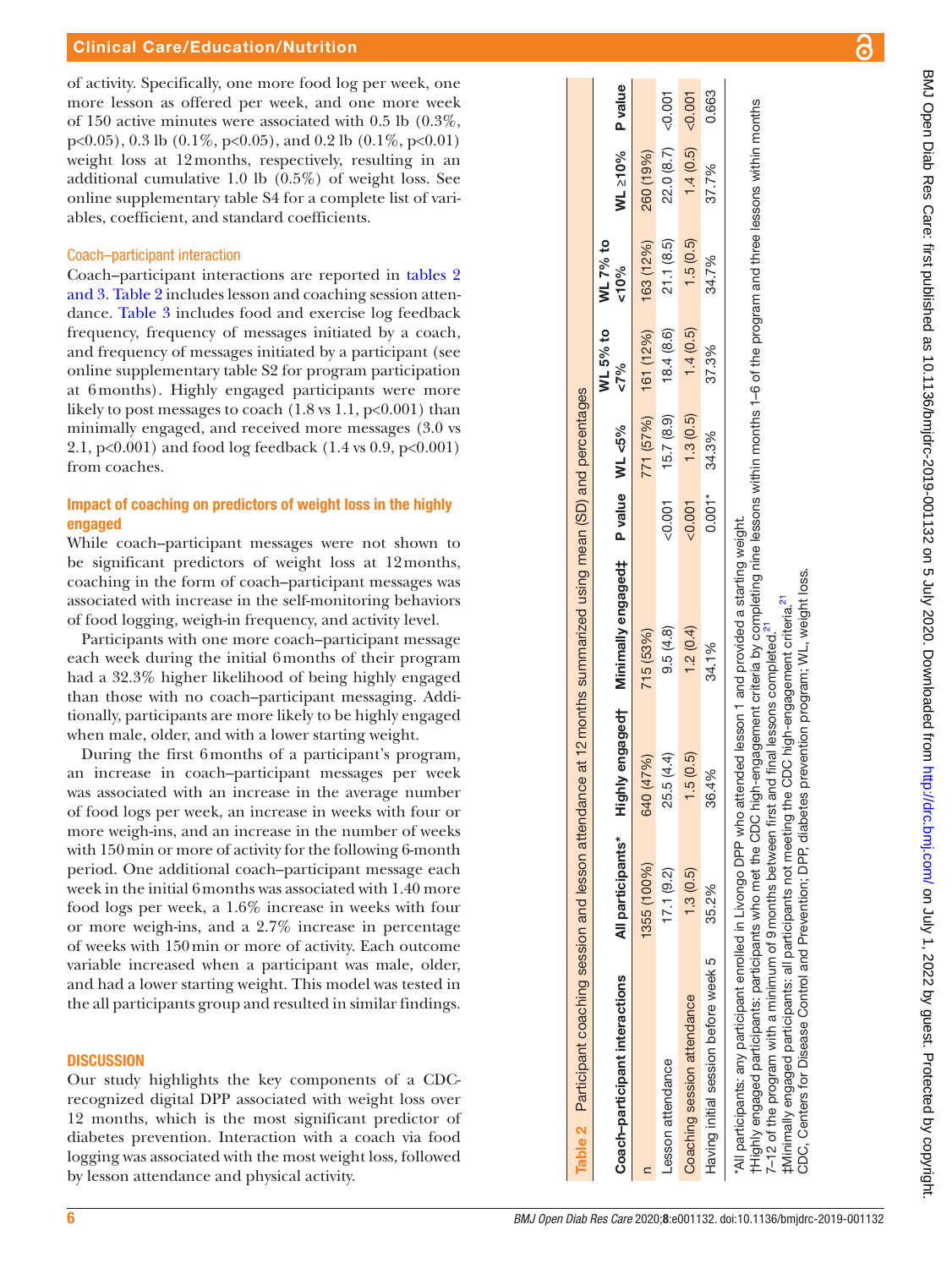of activity. Specifically, one more food log per week, one more lesson as offered per week, and one more week of 150 active minutes were associated with 0.5 lb (0.3%, p<0.05), 0.3 lb (0.1%, p<0.05), and 0.2 lb (0.1%, p<0.01) weight loss at 12 months, respectively, resulting in an additional cumulative 1.0 lb (0.5%) of weight loss. See online supplementary table S4 for a complete list of variables, coefficient, and standard coefficients.

### Coach–participant interaction

Coach–participant interactions are reported in tables 2 and 3. Table 2 includes lesson and coaching session attendance. Table 3 includes food and exercise log feedback frequency, frequency of messages initiated by a coach, and frequency of messages initiated by a participant (see online supplementary table S2 for program participation at 6 months). Highly engaged participants were more likely to post messages to coach (1.8 vs 1.1, p<0.001) than minimally engaged, and received more messages (3.0 vs 2.1, p<0.001) and food log feedback (1.4 vs 0.9, p<0.001) from coaches.

**Table 2** Participant coaching session and lesson attendance at 12 months summarized using mean (SD) and percentages

| Coach–participant interactions | All participants* | Highly engaged† | Minimally engaged‡ | P value | WL <5% | WL 5% to <7% | WL 7% to <10% | WL ≥10% | P value |
|---|---|---|---|---|---|---|---|---|---|
| n | 1355 (100%) | 640 (47%) | 715 (53%) | | 771 (57%) | 161 (12%) | 163 (12%) | 260 (19%) | |
| Lesson attendance | 17.1 (9.2) | 25.5 (4.4) | 9.5 (4.8) | <0.001 | 15.7 (8.9) | 18.4 (8.6) | 21.1 (8.5) | 22.0 (8.7) | <0.001 |
| Coaching session attendance | 1.3 (0.5) | 1.5 (0.5) | 1.2 (0.4) | <0.001 | 1.3 (0.5) | 1.4 (0.5) | 1.5 (0.5) | 1.4 (0.5) | <0.001 |
| Having initial session before week 5 | 35.2% | 36.4% | 34.1% | 0.001* | 34.3% | 37.3% | 34.7% | 37.7% | 0.663 |

*All participants: any participant enrolled in Livongo DPP who attended lesson 1 and provided a starting weight.
†Highly engaged participants: participants who met the CDC high-engagement criteria by completing nine lessons within months 1–6 of the program and three lessons within months 7–12 of the program with a minimum of 9 months between first and final lessons completed.[21]
‡Minimally engaged participants: all participants not meeting the CDC high-engagement criteria.[21]
CDC, Centers for Disease Control and Prevention; DPP, diabetes prevention program; WL, weight loss.

### Impact of coaching on predictors of weight loss in the highly engaged

While coach–participant messages were not shown to be significant predictors of weight loss at 12 months, coaching in the form of coach–participant messages was associated with increase in the self-monitoring behaviors of food logging, weigh-in frequency, and activity level.

Participants with one more coach–participant message each week during the initial 6 months of their program had a 32.3% higher likelihood of being highly engaged than those with no coach–participant messaging. Additionally, participants are more likely to be highly engaged when male, older, and with a lower starting weight.

During the first 6 months of a participant's program, an increase in coach–participant messages per week was associated with an increase in the average number of food logs per week, an increase in weeks with four or more weigh-ins, and an increase in the number of weeks with 150 min or more of activity for the following 6-month period. One additional coach–participant message each week in the initial 6 months was associated with 1.40 more food logs per week, a 1.6% increase in weeks with four or more weigh-ins, and a 2.7% increase in percentage of weeks with 150 min or more of activity. Each outcome variable increased when a participant was male, older, and had a lower starting weight. This model was tested in the all participants group and resulted in similar findings.

## DISCUSSION

Our study highlights the key components of a CDC-recognized digital DPP associated with weight loss over 12 months, which is the most significant predictor of diabetes prevention. Interaction with a coach via food logging was associated with the most weight loss, followed by lesson attendance and physical activity.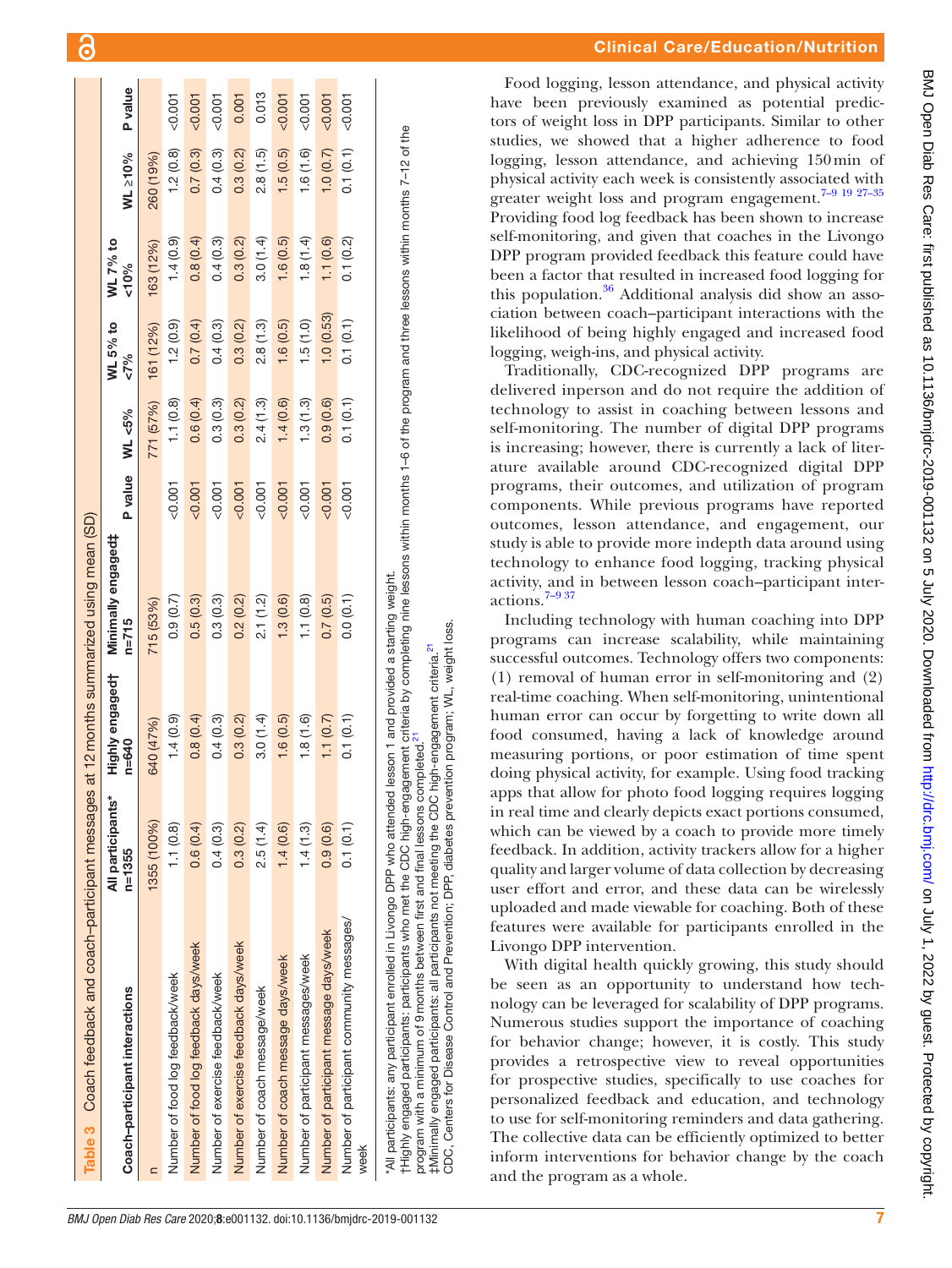**Table 3** Coach feedback and coach–participant messages at 12 months summarized using mean (SD)

| Coach–participant interactions | All participants* n=1355 | Highly engaged† n=640 | Minimally engaged‡ n=715 | P value | WL <5% | WL 5% to <7% | WL 7% to <10% | WL ≥10% | P value |
|---|---|---|---|---|---|---|---|---|---|
| n | 1355 (100%) | 640 (47%) | 715 (53%) | | 771 (57%) | 161 (12%) | 163 (12%) | 260 (19%) | |
| Number of food log feedback/week | 1.1 (0.8) | 1.4 (0.9) | 0.9 (0.7) | <0.001 | 1.1 (0.8) | 1.2 (0.9) | 1.4 (0.9) | 1.2 (0.8) | <0.001 |
| Number of food log feedback days/week | 0.6 (0.4) | 0.8 (0.4) | 0.5 (0.3) | <0.001 | 0.6 (0.4) | 0.7 (0.4) | 0.8 (0.4) | 0.7 (0.3) | <0.001 |
| Number of exercise feedback/week | 0.4 (0.3) | 0.4 (0.3) | 0.3 (0.3) | <0.001 | 0.3 (0.3) | 0.4 (0.3) | 0.4 (0.3) | 0.4 (0.3) | <0.001 |
| Number of exercise feedback days/week | 0.3 (0.2) | 0.3 (0.2) | 0.2 (0.2) | <0.001 | 0.3 (0.2) | 0.3 (0.2) | 0.3 (0.2) | 0.3 (0.2) | 0.001 |
| Number of coach message/week | 2.5 (1.4) | 3.0 (1.4) | 2.1 (1.2) | <0.001 | 2.4 (1.3) | 2.8 (1.3) | 3.0 (1.4) | 2.8 (1.5) | 0.013 |
| Number of coach message days/week | 1.4 (0.6) | 1.6 (0.5) | 1.3 (0.6) | <0.001 | 1.4 (0.6) | 1.6 (0.5) | 1.6 (0.5) | 1.5 (0.5) | <0.001 |
| Number of participant messages/week | 1.4 (1.3) | 1.8 (1.6) | 1.1 (0.8) | <0.001 | 1.3 (1.3) | 1.5 (1.0) | 1.8 (1.4) | 1.6 (1.6) | <0.001 |
| Number of participant message days/week | 0.9 (0.6) | 1.1 (0.7) | 0.7 (0.5) | <0.001 | 0.9 (0.6) | 1.0 (0.53) | 1.1 (0.6) | 1.0 (0.7) | <0.001 |
| Number of participant community messages/week | 0.1 (0.1) | 0.1 (0.1) | 0.0 (0.1) | <0.001 | 0.1 (0.1) | 0.1 (0.1) | 0.1 (0.2) | 0.1 (0.1) | <0.001 |

*All participants: any participant enrolled in Livongo DPP who attended lesson 1 and provided a starting weight.
†Highly engaged participants: participants who met the CDC high-engagement criteria by completing nine lessons within months 1–6 of the program and three lessons within months 7–12 of the program with a minimum of 9 months between first and final lessons completed.[21]
‡Minimally engaged participants: all participants not meeting the CDC high-engagement criteria.[21]
CDC, Centers for Disease Control and Prevention; DPP, diabetes prevention program; WL, weight loss.

Food logging, lesson attendance, and physical activity have been previously examined as potential predictors of weight loss in DPP participants. Similar to other studies, we showed that a higher adherence to food logging, lesson attendance, and achieving 150 min of physical activity each week is consistently associated with greater weight loss and program engagement.[7–9 19 27–35] Providing food log feedback has been shown to increase self-monitoring, and given that coaches in the Livongo DPP program provided feedback this feature could have been a factor that resulted in increased food logging for this population.[36] Additional analysis did show an association between coach–participant interactions with the likelihood of being highly engaged and increased food logging, weigh-ins, and physical activity.

Traditionally, CDC-recognized DPP programs are delivered inperson and do not require the addition of technology to assist in coaching between lessons and self-monitoring. The number of digital DPP programs is increasing; however, there is currently a lack of literature available around CDC-recognized digital DPP programs, their outcomes, and utilization of program components. While previous programs have reported outcomes, lesson attendance, and engagement, our study is able to provide more indepth data around using technology to enhance food logging, tracking physical activity, and in between lesson coach–participant interactions.[7–9 37]

Including technology with human coaching into DPP programs can increase scalability, while maintaining successful outcomes. Technology offers two components: (1) removal of human error in self-monitoring and (2) real-time coaching. When self-monitoring, unintentional human error can occur by forgetting to write down all food consumed, having a lack of knowledge around measuring portions, or poor estimation of time spent doing physical activity, for example. Using food tracking apps that allow for photo food logging requires logging in real time and clearly depicts exact portions consumed, which can be viewed by a coach to provide more timely feedback. In addition, activity trackers allow for a higher quality and larger volume of data collection by decreasing user effort and error, and these data can be wirelessly uploaded and made viewable for coaching. Both of these features were available for participants enrolled in the Livongo DPP intervention.

With digital health quickly growing, this study should be seen as an opportunity to understand how technology can be leveraged for scalability of DPP programs. Numerous studies support the importance of coaching for behavior change; however, it is costly. This study provides a retrospective view to reveal opportunities for prospective studies, specifically to use coaches for personalized feedback and education, and technology to use for self-monitoring reminders and data gathering. The collective data can be efficiently optimized to better inform interventions for behavior change by the coach and the program as a whole.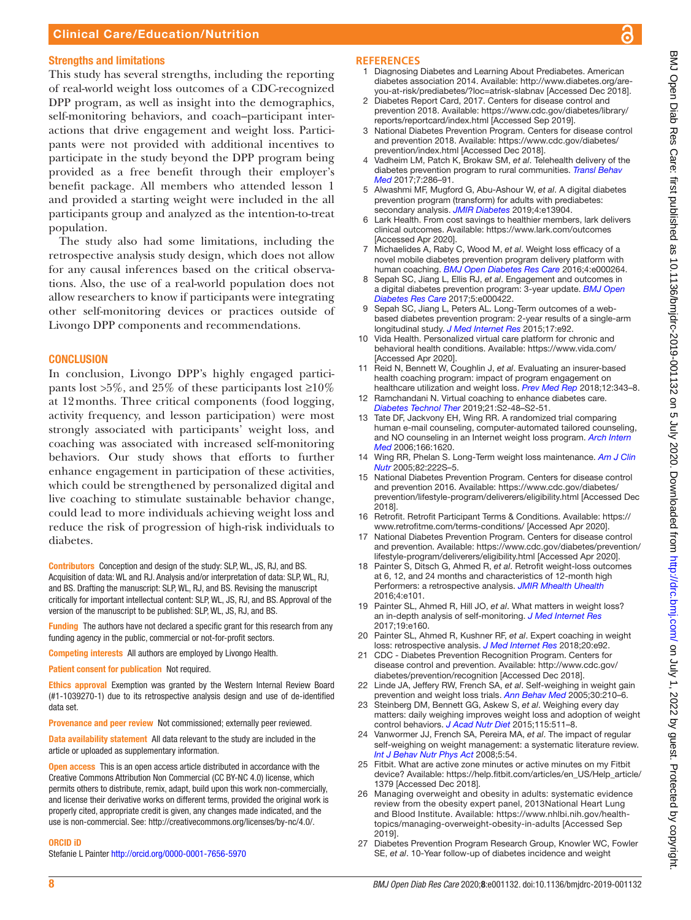### Strengths and limitations

This study has several strengths, including the reporting of real-world weight loss outcomes of a CDC-recognized DPP program, as well as insight into the demographics, self-monitoring behaviors, and coach–participant interactions that drive engagement and weight loss. Participants were not provided with additional incentives to participate in the study beyond the DPP program being provided as a free benefit through their employer's benefit package. All members who attended lesson 1 and provided a starting weight were included in the all participants group and analyzed as the intention-to-treat population.

The study also had some limitations, including the retrospective analysis study design, which does not allow for any causal inferences based on the critical observations. Also, the use of a real-world population does not allow researchers to know if participants were integrating other self-monitoring devices or practices outside of Livongo DPP components and recommendations.

## CONCLUSION

In conclusion, Livongo DPP's highly engaged participants lost >5%, and 25% of these participants lost ≥10% at 12 months. Three critical components (food logging, activity frequency, and lesson participation) were most strongly associated with participants' weight loss, and coaching was associated with increased self-monitoring behaviors. Our study shows that efforts to further enhance engagement in participation of these activities, which could be strengthened by personalized digital and live coaching to stimulate sustainable behavior change, could lead to more individuals achieving weight loss and reduce the risk of progression of high-risk individuals to diabetes.

**Contributors** Conception and design of the study: SLP, WL, JS, RJ, and BS. Acquisition of data: WL and RJ. Analysis and/or interpretation of data: SLP, WL, RJ, and BS. Drafting the manuscript: SLP, WL, RJ, and BS. Revising the manuscript critically for important intellectual content: SLP, WL, JS, RJ, and BS. Approval of the version of the manuscript to be published: SLP, WL, JS, RJ, and BS.

**Funding** The authors have not declared a specific grant for this research from any funding agency in the public, commercial or not-for-profit sectors.

**Competing interests** All authors are employed by Livongo Health.

**Patient consent for publication** Not required.

**Ethics approval** Exemption was granted by the Western Internal Review Board (#1-1039270-1) due to its retrospective analysis design and use of de-identified data set.

**Provenance and peer review** Not commissioned; externally peer reviewed.

**Data availability statement** All data relevant to the study are included in the article or uploaded as supplementary information.

**Open access** This is an open access article distributed in accordance with the Creative Commons Attribution Non Commercial (CC BY-NC 4.0) license, which permits others to distribute, remix, adapt, build upon this work non-commercially, and license their derivative works on different terms, provided the original work is properly cited, appropriate credit is given, any changes made indicated, and the use is non-commercial. See: http://creativecommons.org/licenses/by-nc/4.0/.

### ORCID iD

Stefanie L Painter http://orcid.org/0000-0001-7656-5970

## REFERENCES

1. Diagnosing Diabetes and Learning About Prediabetes. American diabetes association 2014. Available: http://www.diabetes.org/are-you-at-risk/prediabetes/?loc=atrisk-slabnav [Accessed Dec 2018].
2. Diabetes Report Card, 2017. Centers for disease control and prevention 2018. Available: https://www.cdc.gov/diabetes/library/reports/reportcard/index.html [Accessed Sep 2019].
3. National Diabetes Prevention Program. Centers for disease control and prevention 2018. Available: https://www.cdc.gov/diabetes/prevention/index.html [Accessed Dec 2018].
4. Vadheim LM, Patch K, Brokaw SM, *et al*. Telehealth delivery of the diabetes prevention program to rural communities. *Transl Behav Med* 2017;7:286–91.
5. Alwashmi MF, Mugford G, Abu-Ashour W, *et al*. A digital diabetes prevention program (transform) for adults with prediabetes: secondary analysis. *JMIR Diabetes* 2019;4:e13904.
6. Lark Health. From cost savings to healthier members, lark delivers clinical outcomes. Available: https://www.lark.com/outcomes [Accessed Apr 2020].
7. Michaelides A, Raby C, Wood M, *et al*. Weight loss efficacy of a novel mobile diabetes prevention program delivery platform with human coaching. *BMJ Open Diabetes Res Care* 2016;4:e000264.
8. Sepah SC, Jiang L, Ellis RJ, *et al*. Engagement and outcomes in a digital diabetes prevention program: 3-year update. *BMJ Open Diabetes Res Care* 2017;5:e000422.
9. Sepah SC, Jiang L, Peters AL. Long-Term outcomes of a web-based diabetes prevention program: 2-year results of a single-arm longitudinal study. *J Med Internet Res* 2015;17:e92.
10. Vida Health. Personalized virtual care platform for chronic and behavioral health conditions. Available: https://www.vida.com/ [Accessed Apr 2020].
11. Reid N, Bennett W, Coughlin J, *et al*. Evaluating an insurer-based health coaching program: impact of program engagement on healthcare utilization and weight loss. *Prev Med Rep* 2018;12:343–8.
12. Ramchandani N. Virtual coaching to enhance diabetes care. *Diabetes Technol Ther* 2019;21:S2-48–S2-51.
13. Tate DF, Jackvony EH, Wing RR. A randomized trial comparing human e-mail counseling, computer-automated tailored counseling, and NO counseling in an Internet weight loss program. *Arch Intern Med* 2006;166:1620.
14. Wing RR, Phelan S. Long-Term weight loss maintenance. *Am J Clin Nutr* 2005;82:222S–5.
15. National Diabetes Prevention Program. Centers for disease control and prevention 2016. Available: https://www.cdc.gov/diabetes/prevention/lifestyle-program/deliverers/eligibility.html [Accessed Dec 2018].
16. Retrofit. Retrofit Participant Terms & Conditions. Available: https://www.retrofitme.com/terms-conditions/ [Accessed Apr 2020].
17. National Diabetes Prevention Program. Centers for disease control and prevention. Available: https://www.cdc.gov/diabetes/prevention/lifestyle-program/deliverers/eligibility.html [Accessed Apr 2020].
18. Painter S, Ditsch G, Ahmed R, *et al*. Retrofit weight-loss outcomes at 6, 12, and 24 months and characteristics of 12-month high Performers: a retrospective analysis. *JMIR Mhealth Uhealth* 2016;4:e101.
19. Painter SL, Ahmed R, Hill JO, *et al*. What matters in weight loss? an in-depth analysis of self-monitoring. *J Med Internet Res* 2017;19:e160.
20. Painter SL, Ahmed R, Kushner RF, *et al*. Expert coaching in weight loss: retrospective analysis. *J Med Internet Res* 2018;20:e92.
21. CDC - Diabetes Prevention Recognition Program. Centers for disease control and prevention. Available: http://www.cdc.gov/diabetes/prevention/recognition [Accessed Dec 2018].
22. Linde JA, Jeffery RW, French SA, *et al*. Self-weighing in weight gain prevention and weight loss trials. *Ann Behav Med* 2005;30:210–6.
23. Steinberg DM, Bennett GG, Askew S, *et al*. Weighing every day matters: daily weighing improves weight loss and adoption of weight control behaviors. *J Acad Nutr Diet* 2015;115:511–8.
24. Vanwormer JJ, French SA, Pereira MA, *et al*. The impact of regular self-weighing on weight management: a systematic literature review. *Int J Behav Nutr Phys Act* 2008;5:54.
25. Fitbit. What are active zone minutes or active minutes on my Fitbit device? Available: https://help.fitbit.com/articles/en_US/Help_article/1379 [Accessed Dec 2018].
26. Managing overweight and obesity in adults: systematic evidence review from the obesity expert panel, 2013National Heart Lung and Blood Institute. Available: https://www.nhlbi.nih.gov/health-topics/managing-overweight-obesity-in-adults [Accessed Sep 2019].
27. Diabetes Prevention Program Research Group, Knowler WC, Fowler SE, *et al*. 10-Year follow-up of diabetes incidence and weight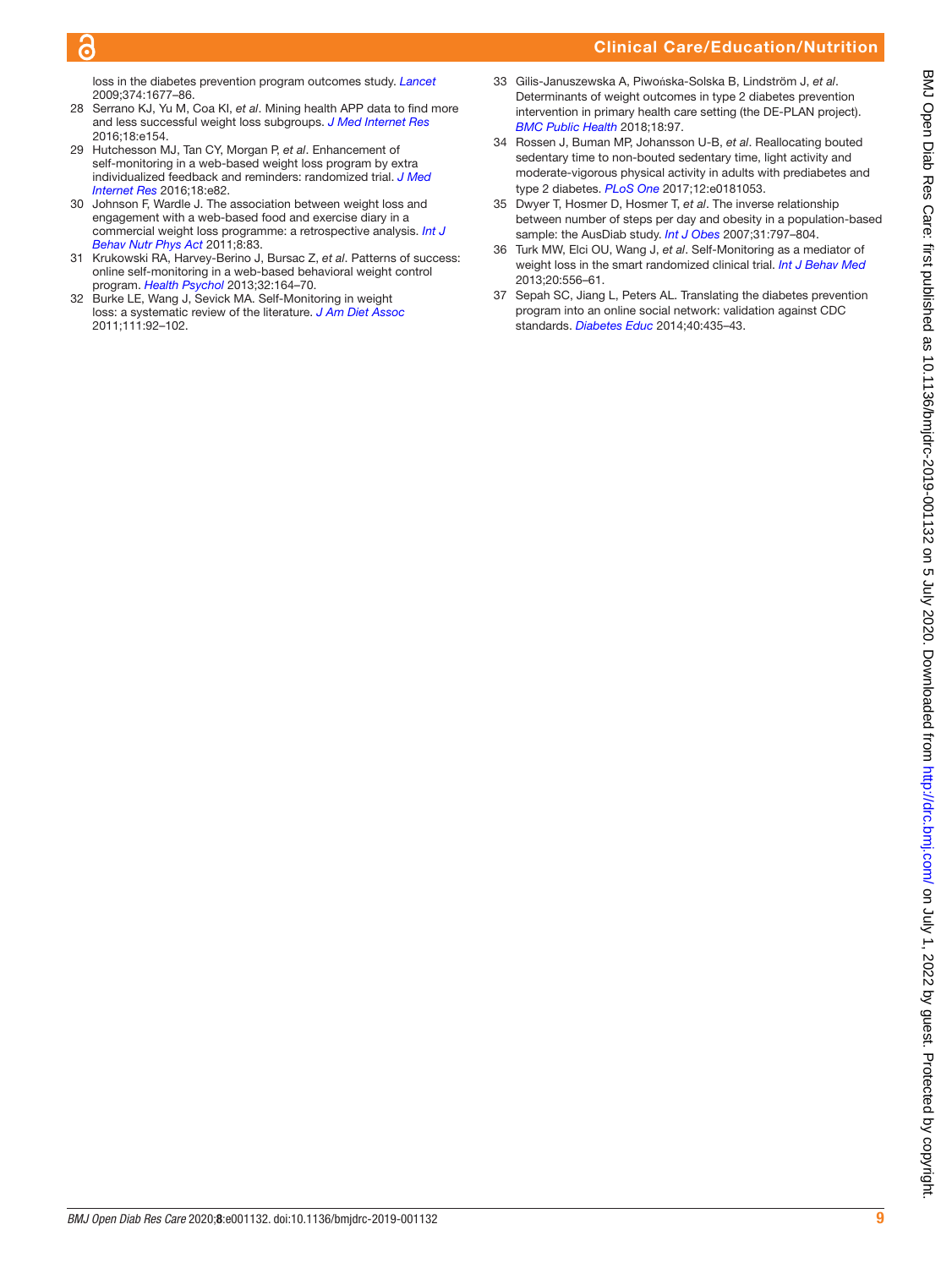loss in the diabetes prevention program outcomes study. *Lancet* 2009;374:1677–86.

28. Serrano KJ, Yu M, Coa KI, *et al*. Mining health APP data to find more and less successful weight loss subgroups. *J Med Internet Res* 2016;18:e154.
29. Hutchesson MJ, Tan CY, Morgan P, *et al*. Enhancement of self-monitoring in a web-based weight loss program by extra individualized feedback and reminders: randomized trial. *J Med Internet Res* 2016;18:e82.
30. Johnson F, Wardle J. The association between weight loss and engagement with a web-based food and exercise diary in a commercial weight loss programme: a retrospective analysis. *Int J Behav Nutr Phys Act* 2011;8:83.
31. Krukowski RA, Harvey-Berino J, Bursac Z, *et al*. Patterns of success: online self-monitoring in a web-based behavioral weight control program. *Health Psychol* 2013;32:164–70.
32. Burke LE, Wang J, Sevick MA. Self-Monitoring in weight loss: a systematic review of the literature. *J Am Diet Assoc* 2011;111:92–102.
33. Gilis-Januszewska A, Piwońska-Solska B, Lindström J, *et al*. Determinants of weight outcomes in type 2 diabetes prevention intervention in primary health care setting (the DE-PLAN project). *BMC Public Health* 2018;18:97.
34. Rossen J, Buman MP, Johansson U-B, *et al*. Reallocating bouted sedentary time to non-bouted sedentary time, light activity and moderate-vigorous physical activity in adults with prediabetes and type 2 diabetes. *PLoS One* 2017;12:e0181053.
35. Dwyer T, Hosmer D, Hosmer T, *et al*. The inverse relationship between number of steps per day and obesity in a population-based sample: the AusDiab study. *Int J Obes* 2007;31:797–804.
36. Turk MW, Elci OU, Wang J, *et al*. Self-Monitoring as a mediator of weight loss in the smart randomized clinical trial. *Int J Behav Med* 2013;20:556–61.
37. Sepah SC, Jiang L, Peters AL. Translating the diabetes prevention program into an online social network: validation against CDC standards. *Diabetes Educ* 2014;40:435–43.